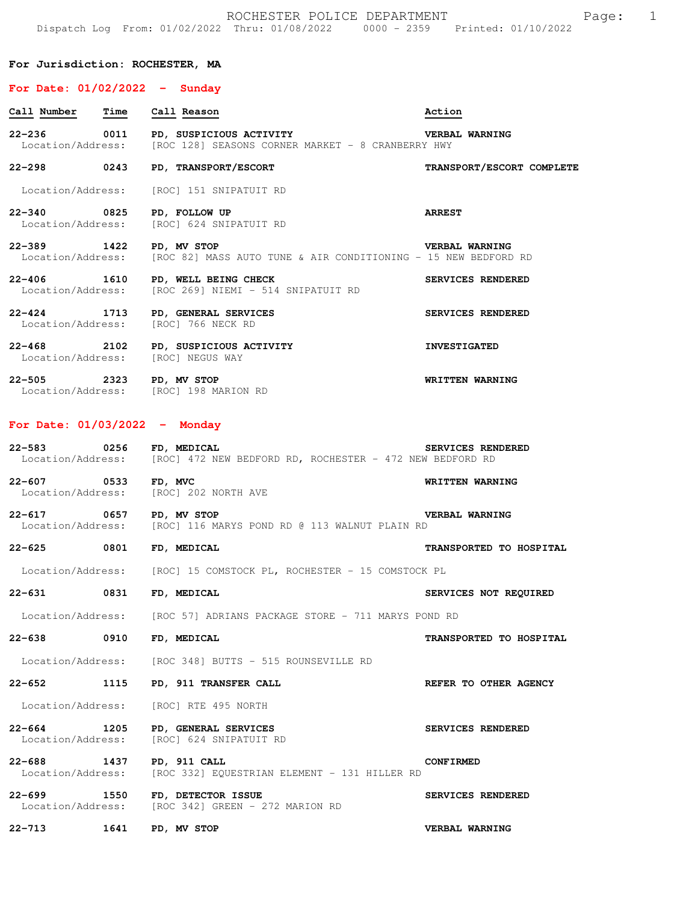ROCHESTER POLICE DEPARTMENT

Dispatch Log From: 01/02/2022 Thru: 01/08/2022 0000 - 2359 Printed: 01/10/2022

**For Jurisdiction: ROCHESTER, MA**

**For Date: 01/02/2022 - Sunday**

| Call Number | Time | Call Reason | Action |
|---|---|---|---|
| 22-236 | 0011 | PD, SUSPICIOUS ACTIVITY | VERBAL WARNING |
| Location/Address: | | [ROC 128] SEASONS CORNER MARKET - 8 CRANBERRY HWY | |
| 22-298 | 0243 | PD, TRANSPORT/ESCORT | TRANSPORT/ESCORT COMPLETE |
| Location/Address: | | [ROC] 151 SNIPATUIT RD | |
| 22-340 | 0825 | PD, FOLLOW UP | ARREST |
| Location/Address: | | [ROC] 624 SNIPATUIT RD | |
| 22-389 | 1422 | PD, MV STOP | VERBAL WARNING |
| Location/Address: | | [ROC 82] MASS AUTO TUNE & AIR CONDITIONING - 15 NEW BEDFORD RD | |
| 22-406 | 1610 | PD, WELL BEING CHECK | SERVICES RENDERED |
| Location/Address: | | [ROC 269] NIEMI - 514 SNIPATUIT RD | |
| 22-424 | 1713 | PD, GENERAL SERVICES | SERVICES RENDERED |
| Location/Address: | | [ROC] 766 NECK RD | |
| 22-468 | 2102 | PD, SUSPICIOUS ACTIVITY | INVESTIGATED |
| Location/Address: | | [ROC] NEGUS WAY | |
| 22-505 | 2323 | PD, MV STOP | WRITTEN WARNING |
| Location/Address: | | [ROC] 198 MARION RD | |

**For Date: 01/03/2022 - Monday**

| Call Number | Time | Call Reason | Action |
|---|---|---|---|
| 22-583 | 0256 | FD, MEDICAL | SERVICES RENDERED |
| Location/Address: | | [ROC] 472 NEW BEDFORD RD, ROCHESTER - 472 NEW BEDFORD RD | |
| 22-607 | 0533 | FD, MVC | WRITTEN WARNING |
| Location/Address: | | [ROC] 202 NORTH AVE | |
| 22-617 | 0657 | PD, MV STOP | VERBAL WARNING |
| Location/Address: | | [ROC] 116 MARYS POND RD @ 113 WALNUT PLAIN RD | |
| 22-625 | 0801 | FD, MEDICAL | TRANSPORTED TO HOSPITAL |
| Location/Address: | | [ROC] 15 COMSTOCK PL, ROCHESTER - 15 COMSTOCK PL | |
| 22-631 | 0831 | FD, MEDICAL | SERVICES NOT REQUIRED |
| Location/Address: | | [ROC 57] ADRIANS PACKAGE STORE - 711 MARYS POND RD | |
| 22-638 | 0910 | FD, MEDICAL | TRANSPORTED TO HOSPITAL |
| Location/Address: | | [ROC 348] BUTTS - 515 ROUNSEVILLE RD | |
| 22-652 | 1115 | PD, 911 TRANSFER CALL | REFER TO OTHER AGENCY |
| Location/Address: | | [ROC] RTE 495 NORTH | |
| 22-664 | 1205 | PD, GENERAL SERVICES | SERVICES RENDERED |
| Location/Address: | | [ROC] 624 SNIPATUIT RD | |
| 22-688 | 1437 | PD, 911 CALL | CONFIRMED |
| Location/Address: | | [ROC 332] EQUESTRIAN ELEMENT - 131 HILLER RD | |
| 22-699 | 1550 | FD, DETECTOR ISSUE | SERVICES RENDERED |
| Location/Address: | | [ROC 342] GREEN - 272 MARION RD | |
| 22-713 | 1641 | PD, MV STOP | VERBAL WARNING |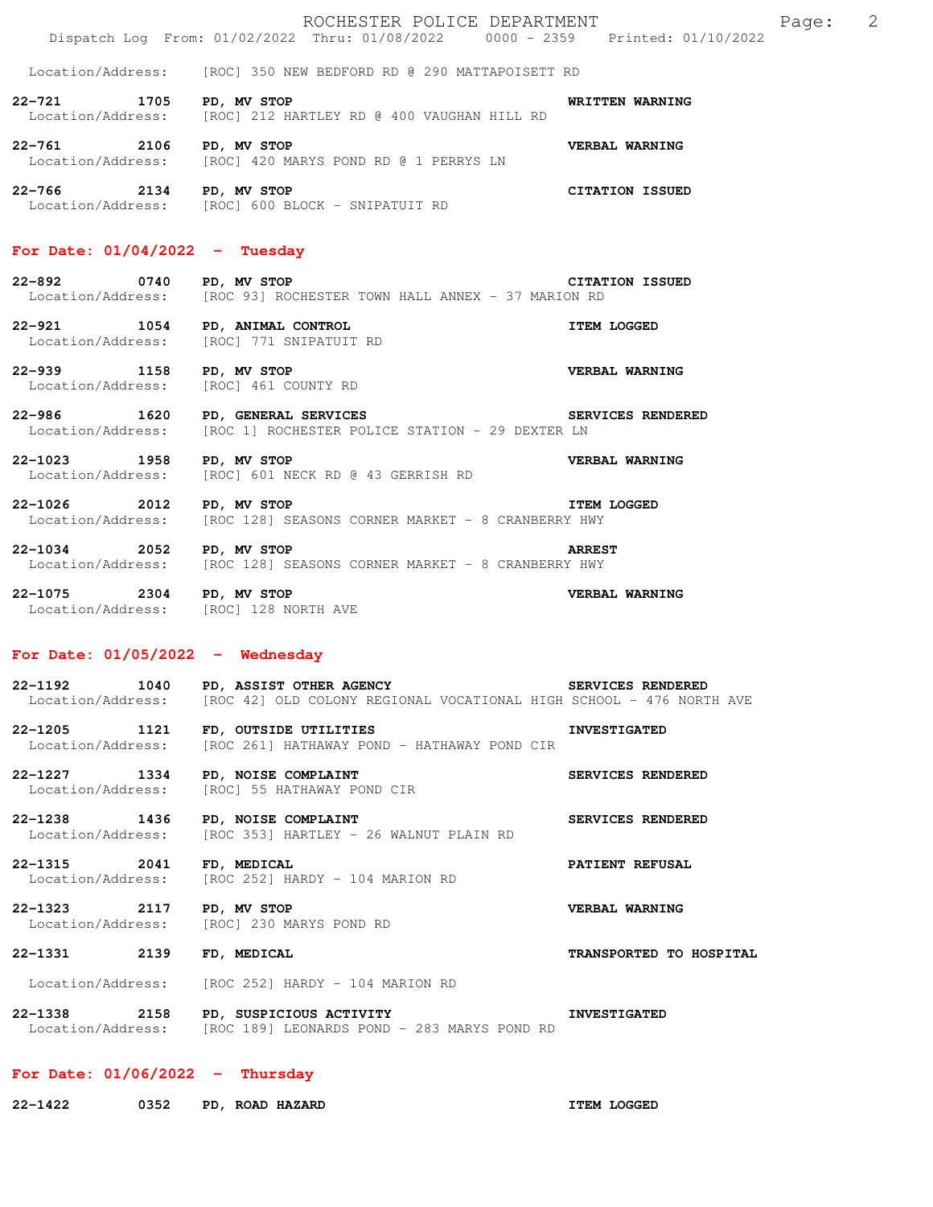Location/Address: [ROC] 350 NEW BEDFORD RD @ 290 MATTAPOISETT RD

**22-721 1705 PD, MV STOP** **WRITTEN WARNING**
Location/Address: [ROC] 212 HARTLEY RD @ 400 VAUGHAN HILL RD

**22-761 2106 PD, MV STOP** **VERBAL WARNING**
Location/Address: [ROC] 420 MARYS POND RD @ 1 PERRYS LN

**22-766 2134 PD, MV STOP** **CITATION ISSUED**
Location/Address: [ROC] 600 BLOCK - SNIPATUIT RD

## For Date: 01/04/2022 - Tuesday

**22-892 0740 PD, MV STOP** **CITATION ISSUED**
Location/Address: [ROC 93] ROCHESTER TOWN HALL ANNEX - 37 MARION RD

**22-921 1054 PD, ANIMAL CONTROL** **ITEM LOGGED**
Location/Address: [ROC] 771 SNIPATUIT RD

**22-939 1158 PD, MV STOP** **VERBAL WARNING**
Location/Address: [ROC] 461 COUNTY RD

**22-986 1620 PD, GENERAL SERVICES** **SERVICES RENDERED**
Location/Address: [ROC 1] ROCHESTER POLICE STATION - 29 DEXTER LN

**22-1023 1958 PD, MV STOP** **VERBAL WARNING**
Location/Address: [ROC] 601 NECK RD @ 43 GERRISH RD

**22-1026 2012 PD, MV STOP** **ITEM LOGGED**
Location/Address: [ROC 128] SEASONS CORNER MARKET - 8 CRANBERRY HWY

**22-1034 2052 PD, MV STOP** **ARREST**
Location/Address: [ROC 128] SEASONS CORNER MARKET - 8 CRANBERRY HWY

**22-1075 2304 PD, MV STOP** **VERBAL WARNING**
Location/Address: [ROC] 128 NORTH AVE

## For Date: 01/05/2022 - Wednesday

**22-1192 1040 PD, ASSIST OTHER AGENCY** **SERVICES RENDERED**
Location/Address: [ROC 42] OLD COLONY REGIONAL VOCATIONAL HIGH SCHOOL - 476 NORTH AVE

**22-1205 1121 FD, OUTSIDE UTILITIES** **INVESTIGATED**
Location/Address: [ROC 261] HATHAWAY POND - HATHAWAY POND CIR

**22-1227 1334 PD, NOISE COMPLAINT** **SERVICES RENDERED**
Location/Address: [ROC] 55 HATHAWAY POND CIR

**22-1238 1436 PD, NOISE COMPLAINT** **SERVICES RENDERED**
Location/Address: [ROC 353] HARTLEY - 26 WALNUT PLAIN RD

**22-1315 2041 FD, MEDICAL** **PATIENT REFUSAL**
Location/Address: [ROC 252] HARDY - 104 MARION RD

**22-1323 2117 PD, MV STOP** **VERBAL WARNING**
Location/Address: [ROC] 230 MARYS POND RD

**22-1331 2139 FD, MEDICAL** **TRANSPORTED TO HOSPITAL**
Location/Address: [ROC 252] HARDY - 104 MARION RD

**22-1338 2158 PD, SUSPICIOUS ACTIVITY** **INVESTIGATED**
Location/Address: [ROC 189] LEONARDS POND - 283 MARYS POND RD

## For Date: 01/06/2022 - Thursday

**22-1422 0352 PD, ROAD HAZARD** **ITEM LOGGED**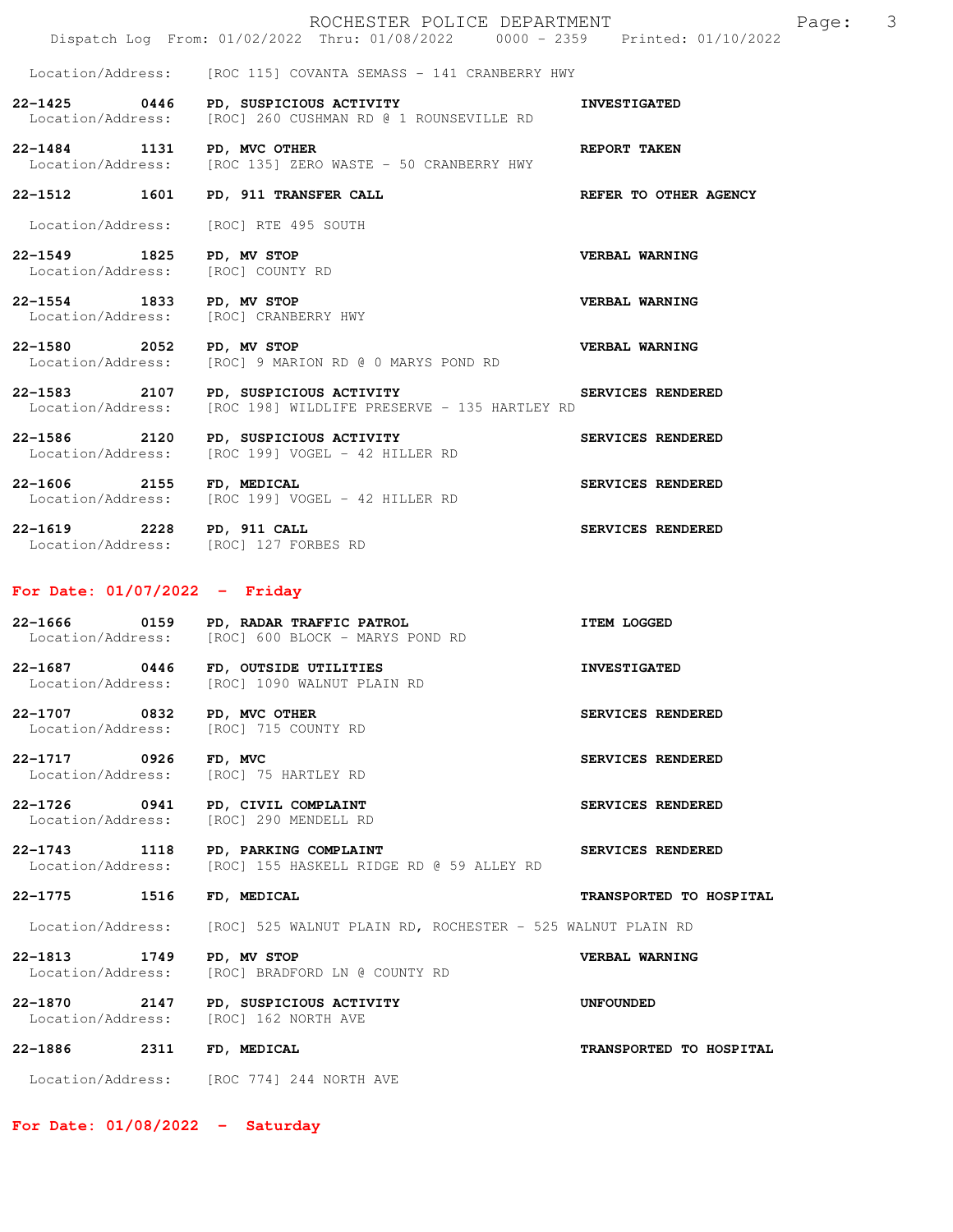Location/Address: [ROC 115] COVANTA SEMASS - 141 CRANBERRY HWY

**22-1425 0446 PD, SUSPICIOUS ACTIVITY** — **INVESTIGATED**
Location/Address: [ROC] 260 CUSHMAN RD @ 1 ROUNSEVILLE RD

**22-1484 1131 PD, MVC OTHER** — **REPORT TAKEN**
Location/Address: [ROC 135] ZERO WASTE - 50 CRANBERRY HWY

**22-1512 1601 PD, 911 TRANSFER CALL** — **REFER TO OTHER AGENCY**
Location/Address: [ROC] RTE 495 SOUTH

**22-1549 1825 PD, MV STOP** — **VERBAL WARNING**
Location/Address: [ROC] COUNTY RD

**22-1554 1833 PD, MV STOP** — **VERBAL WARNING**
Location/Address: [ROC] CRANBERRY HWY

**22-1580 2052 PD, MV STOP** — **VERBAL WARNING**
Location/Address: [ROC] 9 MARION RD @ 0 MARYS POND RD

**22-1583 2107 PD, SUSPICIOUS ACTIVITY** — **SERVICES RENDERED**
Location/Address: [ROC 198] WILDLIFE PRESERVE - 135 HARTLEY RD

**22-1586 2120 PD, SUSPICIOUS ACTIVITY** — **SERVICES RENDERED**
Location/Address: [ROC 199] VOGEL - 42 HILLER RD

**22-1606 2155 FD, MEDICAL** — **SERVICES RENDERED**
Location/Address: [ROC 199] VOGEL - 42 HILLER RD

**22-1619 2228 PD, 911 CALL** — **SERVICES RENDERED**
Location/Address: [ROC] 127 FORBES RD

## For Date: 01/07/2022 - Friday

**22-1666 0159 PD, RADAR TRAFFIC PATROL** — **ITEM LOGGED**
Location/Address: [ROC] 600 BLOCK - MARYS POND RD

**22-1687 0446 FD, OUTSIDE UTILITIES** — **INVESTIGATED**
Location/Address: [ROC] 1090 WALNUT PLAIN RD

**22-1707 0832 PD, MVC OTHER** — **SERVICES RENDERED**
Location/Address: [ROC] 715 COUNTY RD

**22-1717 0926 FD, MVC** — **SERVICES RENDERED**
Location/Address: [ROC] 75 HARTLEY RD

**22-1726 0941 PD, CIVIL COMPLAINT** — **SERVICES RENDERED**
Location/Address: [ROC] 290 MENDELL RD

**22-1743 1118 PD, PARKING COMPLAINT** — **SERVICES RENDERED**
Location/Address: [ROC] 155 HASKELL RIDGE RD @ 59 ALLEY RD

**22-1775 1516 FD, MEDICAL** — **TRANSPORTED TO HOSPITAL**
Location/Address: [ROC] 525 WALNUT PLAIN RD, ROCHESTER - 525 WALNUT PLAIN RD

**22-1813 1749 PD, MV STOP** — **VERBAL WARNING**
Location/Address: [ROC] BRADFORD LN @ COUNTY RD

**22-1870 2147 PD, SUSPICIOUS ACTIVITY** — **UNFOUNDED**
Location/Address: [ROC] 162 NORTH AVE

**22-1886 2311 FD, MEDICAL** — **TRANSPORTED TO HOSPITAL**
Location/Address: [ROC 774] 244 NORTH AVE

## For Date: 01/08/2022 - Saturday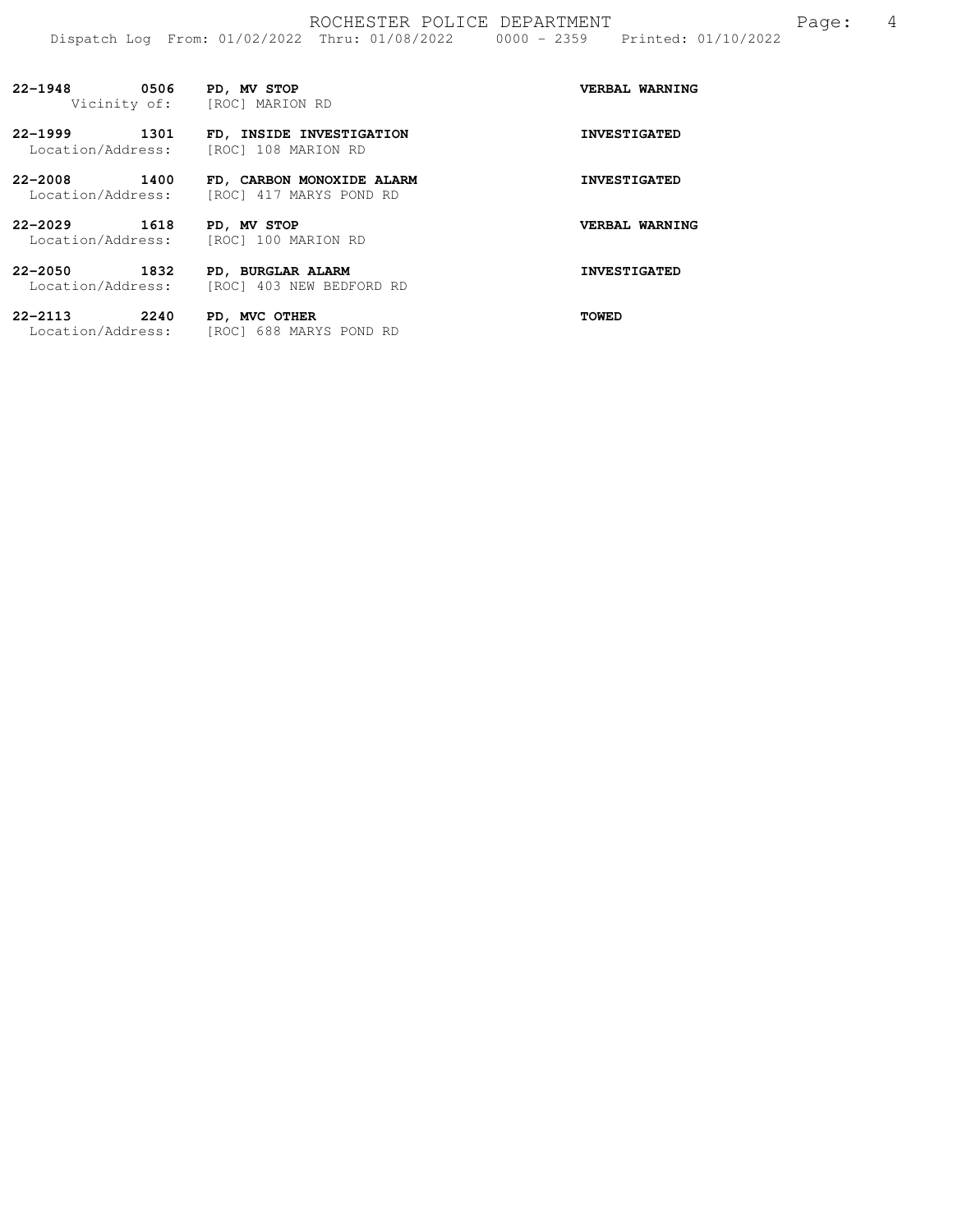**22-1948 0506 PD, MV STOP** — **VERBAL WARNING**
Vicinity of: [ROC] MARION RD

**22-1999 1301 FD, INSIDE INVESTIGATION** — **INVESTIGATED**
Location/Address: [ROC] 108 MARION RD

**22-2008 1400 FD, CARBON MONOXIDE ALARM** — **INVESTIGATED**
Location/Address: [ROC] 417 MARYS POND RD

**22-2029 1618 PD, MV STOP** — **VERBAL WARNING**
Location/Address: [ROC] 100 MARION RD

**22-2050 1832 PD, BURGLAR ALARM** — **INVESTIGATED**
Location/Address: [ROC] 403 NEW BEDFORD RD

**22-2113 2240 PD, MVC OTHER** — **TOWED**
Location/Address: [ROC] 688 MARYS POND RD